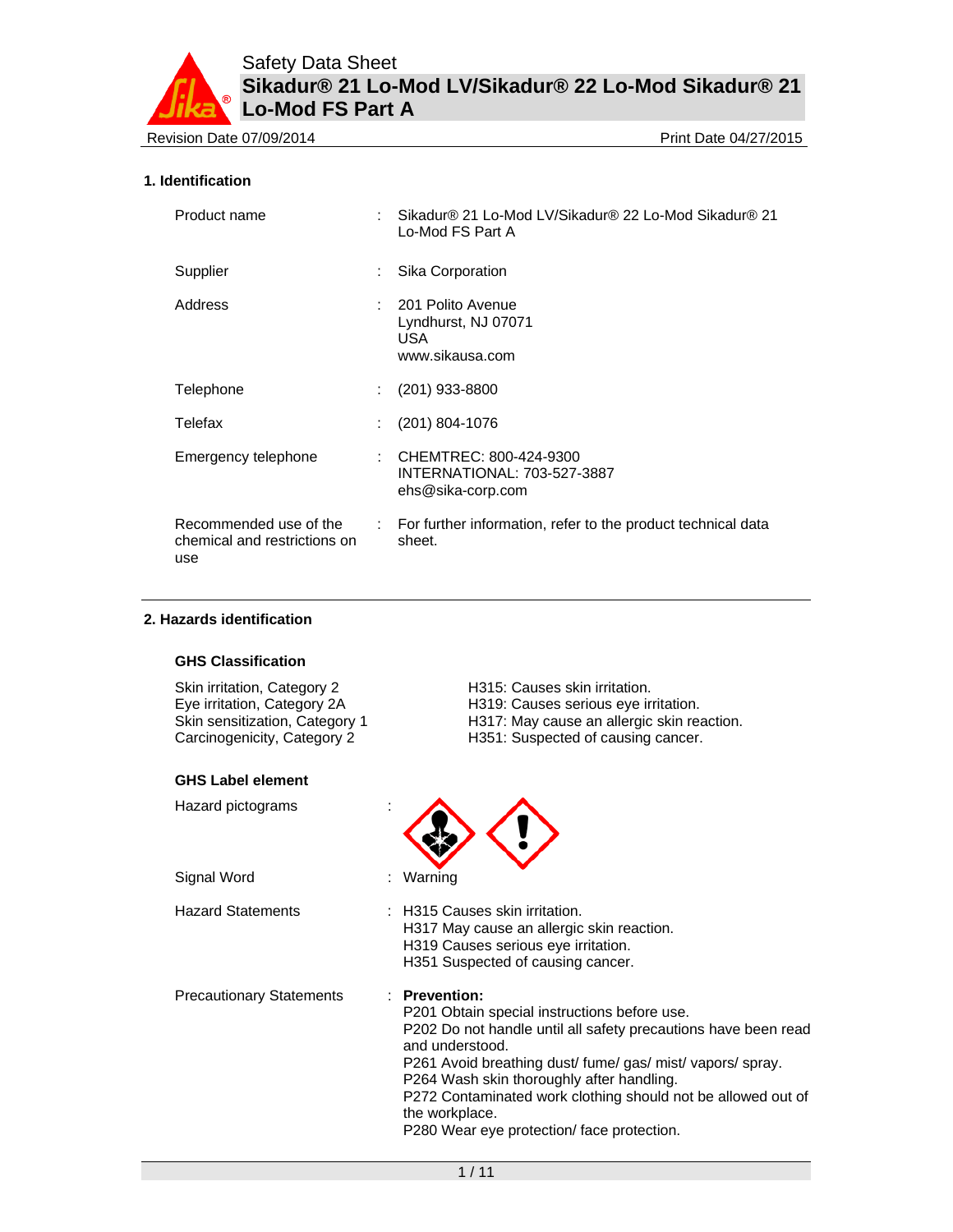Safety Data Sheet

**Sikadur® 21 Lo-Mod LV/Sikadur® 22 Lo-Mod Sikadur® 21 Lo-Mod FS Part A**

Revision Date 07/09/2014 Print Date 04/27/2015

## 1. Identification

| | | |
|---|---|---|
| Product name | : | Sikadur® 21 Lo-Mod LV/Sikadur® 22 Lo-Mod Sikadur® 21 Lo-Mod FS Part A |
| Supplier | : | Sika Corporation |
| Address | : | 201 Polito Avenue<br>Lyndhurst, NJ 07071<br>USA<br>www.sikausa.com |
| Telephone | : | (201) 933-8800 |
| Telefax | : | (201) 804-1076 |
| Emergency telephone | : | CHEMTREC: 800-424-9300<br>INTERNATIONAL: 703-527-3887<br>ehs@sika-corp.com |
| Recommended use of the chemical and restrictions on use | : | For further information, refer to the product technical data sheet. |

## 2. Hazards identification

### GHS Classification

| | |
|---|---|
| Skin irritation, Category 2 | H315: Causes skin irritation. |
| Eye irritation, Category 2A | H319: Causes serious eye irritation. |
| Skin sensitization, Category 1 | H317: May cause an allergic skin reaction. |
| Carcinogenicity, Category 2 | H351: Suspected of causing cancer. |

### GHS Label element

Hazard pictograms :

Signal Word : Warning

Hazard Statements :
H315 Causes skin irritation.
H317 May cause an allergic skin reaction.
H319 Causes serious eye irritation.
H351 Suspected of causing cancer.

Precautionary Statements :
**Prevention:**
P201 Obtain special instructions before use.
P202 Do not handle until all safety precautions have been read and understood.
P261 Avoid breathing dust/ fume/ gas/ mist/ vapors/ spray.
P264 Wash skin thoroughly after handling.
P272 Contaminated work clothing should not be allowed out of the workplace.
P280 Wear eye protection/ face protection.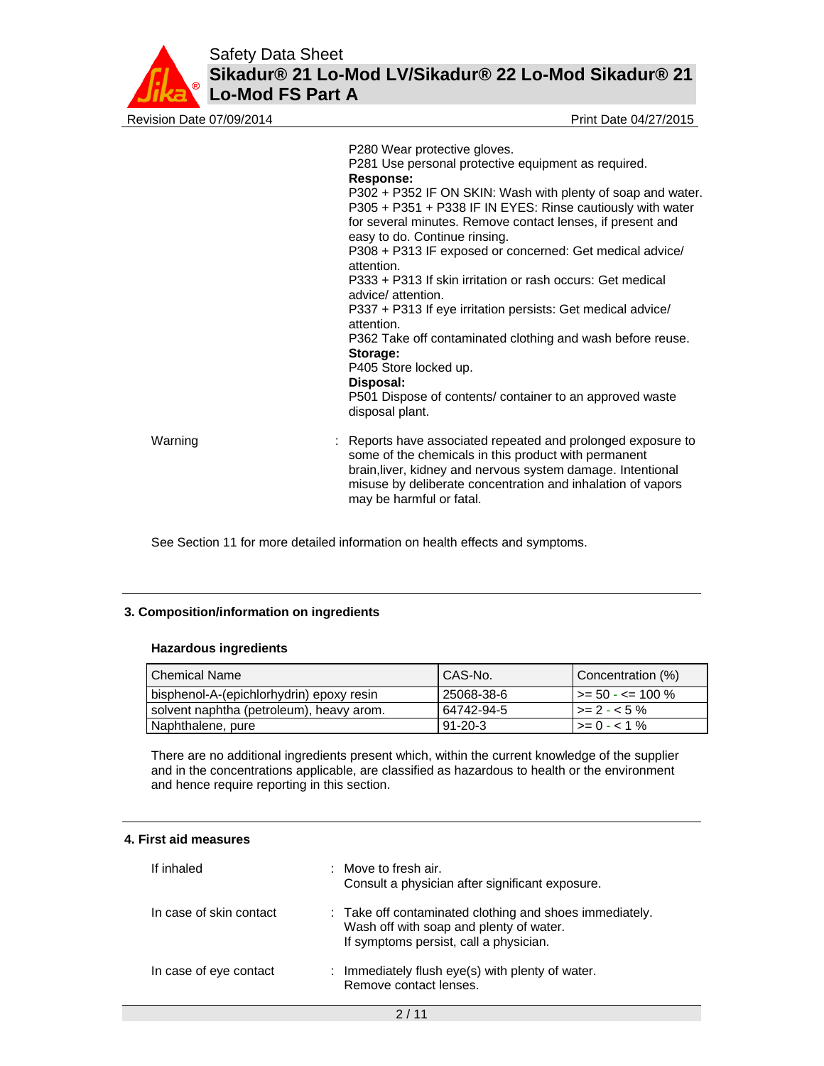P280 Wear protective gloves.
P281 Use personal protective equipment as required.

**Response:**

P302 + P352 IF ON SKIN: Wash with plenty of soap and water.
P305 + P351 + P338 IF IN EYES: Rinse cautiously with water for several minutes. Remove contact lenses, if present and easy to do. Continue rinsing.
P308 + P313 IF exposed or concerned: Get medical advice/ attention.
P333 + P313 If skin irritation or rash occurs: Get medical advice/ attention.
P337 + P313 If eye irritation persists: Get medical advice/ attention.
P362 Take off contaminated clothing and wash before reuse.

**Storage:**

P405 Store locked up.

**Disposal:**

P501 Dispose of contents/ container to an approved waste disposal plant.

Warning : Reports have associated repeated and prolonged exposure to some of the chemicals in this product with permanent brain,liver, kidney and nervous system damage. Intentional misuse by deliberate concentration and inhalation of vapors may be harmful or fatal.

See Section 11 for more detailed information on health effects and symptoms.

## 3. Composition/information on ingredients

### Hazardous ingredients

| Chemical Name | CAS-No. | Concentration (%) |
|---|---|---|
| bisphenol-A-(epichlorhydrin) epoxy resin | 25068-38-6 | >= 50 - <= 100 % |
| solvent naphtha (petroleum), heavy arom. | 64742-94-5 | >= 2 - < 5 % |
| Naphthalene, pure | 91-20-3 | >= 0 - < 1 % |

There are no additional ingredients present which, within the current knowledge of the supplier and in the concentrations applicable, are classified as hazardous to health or the environment and hence require reporting in this section.

## 4. First aid measures

If inhaled : Move to fresh air.
Consult a physician after significant exposure.

In case of skin contact : Take off contaminated clothing and shoes immediately.
Wash off with soap and plenty of water.
If symptoms persist, call a physician.

In case of eye contact : Immediately flush eye(s) with plenty of water.
Remove contact lenses.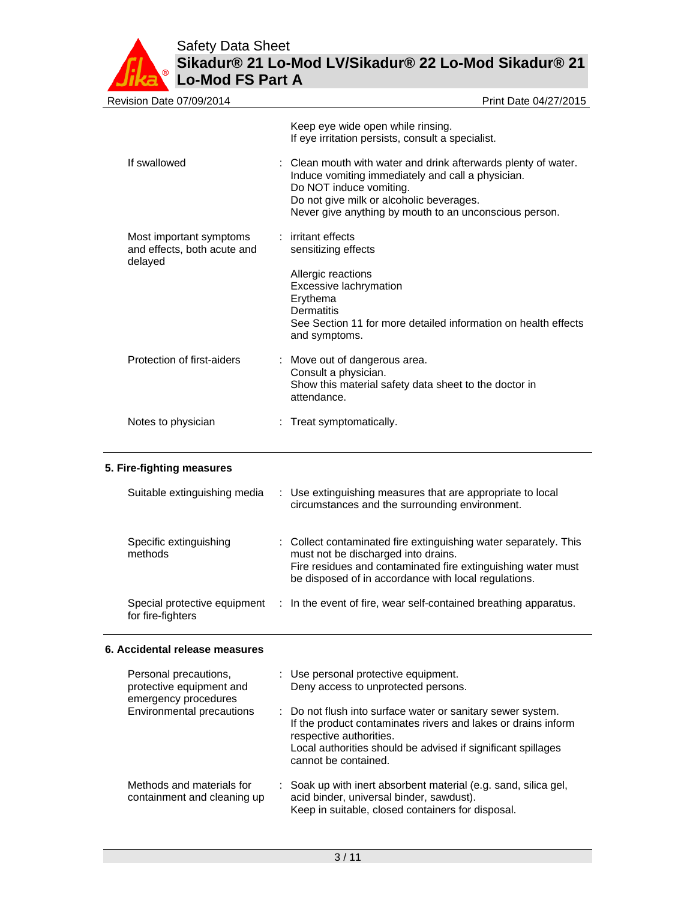| | | |
|---|---|---|
| | | Keep eye wide open while rinsing.<br>If eye irritation persists, consult a specialist. |
| If swallowed | : | Clean mouth with water and drink afterwards plenty of water.<br>Induce vomiting immediately and call a physician.<br>Do NOT induce vomiting.<br>Do not give milk or alcoholic beverages.<br>Never give anything by mouth to an unconscious person. |
| Most important symptoms and effects, both acute and delayed | : | irritant effects<br>sensitizing effects<br><br>Allergic reactions<br>Excessive lachrymation<br>Erythema<br>Dermatitis<br>See Section 11 for more detailed information on health effects and symptoms. |
| Protection of first-aiders | : | Move out of dangerous area.<br>Consult a physician.<br>Show this material safety data sheet to the doctor in attendance. |
| Notes to physician | : | Treat symptomatically. |

## 5. Fire-fighting measures

| | | |
|---|---|---|
| Suitable extinguishing media | : | Use extinguishing measures that are appropriate to local circumstances and the surrounding environment. |
| Specific extinguishing methods | : | Collect contaminated fire extinguishing water separately. This must not be discharged into drains.<br>Fire residues and contaminated fire extinguishing water must be disposed of in accordance with local regulations. |
| Special protective equipment for fire-fighters | : | In the event of fire, wear self-contained breathing apparatus. |

## 6. Accidental release measures

| | | |
|---|---|---|
| Personal precautions, protective equipment and emergency procedures | : | Use personal protective equipment.<br>Deny access to unprotected persons. |
| Environmental precautions | : | Do not flush into surface water or sanitary sewer system.<br>If the product contaminates rivers and lakes or drains inform respective authorities.<br>Local authorities should be advised if significant spillages cannot be contained. |
| Methods and materials for containment and cleaning up | : | Soak up with inert absorbent material (e.g. sand, silica gel, acid binder, universal binder, sawdust).<br>Keep in suitable, closed containers for disposal. |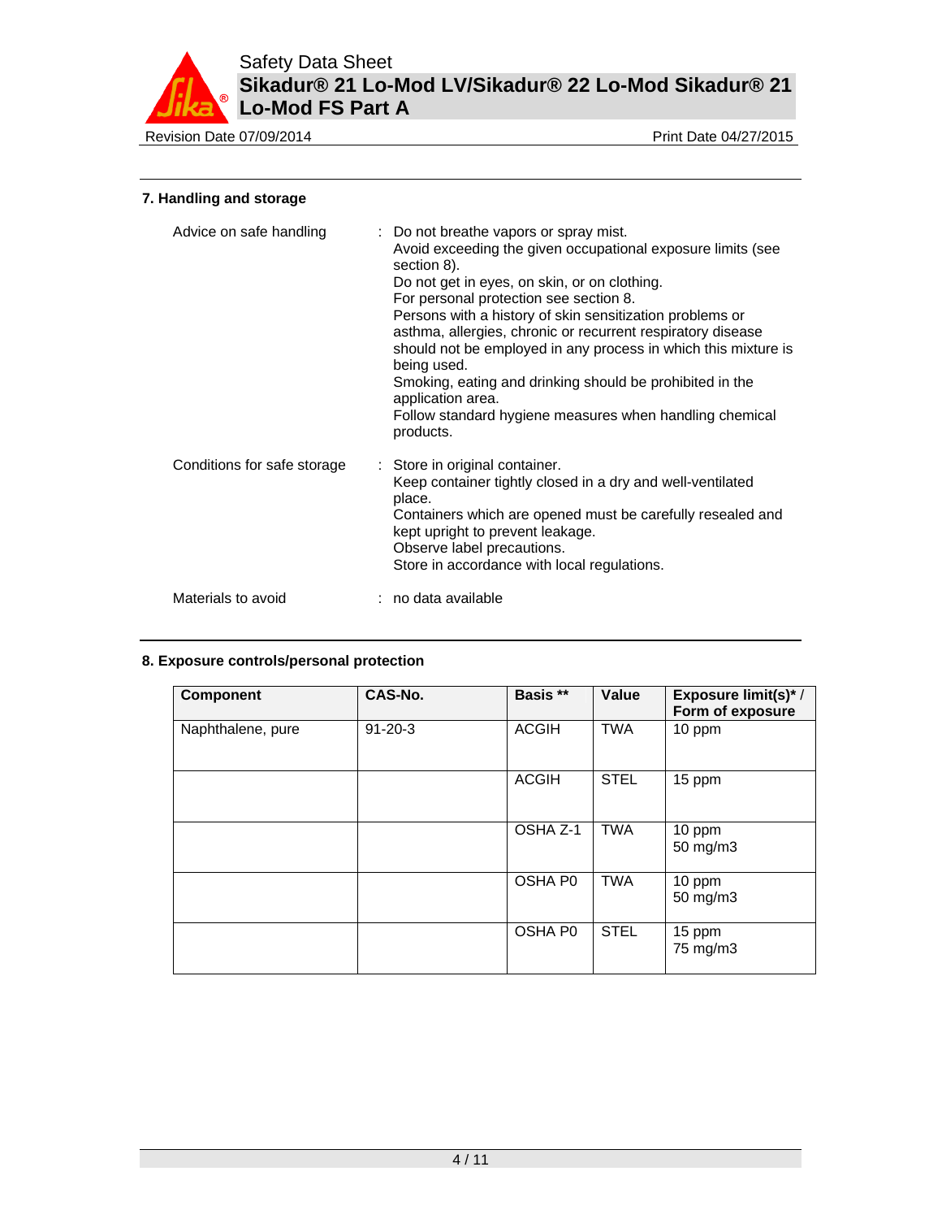## 7. Handling and storage

Advice on safe handling : Do not breathe vapors or spray mist.
Avoid exceeding the given occupational exposure limits (see section 8).
Do not get in eyes, on skin, or on clothing.
For personal protection see section 8.
Persons with a history of skin sensitization problems or asthma, allergies, chronic or recurrent respiratory disease should not be employed in any process in which this mixture is being used.
Smoking, eating and drinking should be prohibited in the application area.
Follow standard hygiene measures when handling chemical products.

Conditions for safe storage : Store in original container.
Keep container tightly closed in a dry and well-ventilated place.
Containers which are opened must be carefully resealed and kept upright to prevent leakage.
Observe label precautions.
Store in accordance with local regulations.

Materials to avoid : no data available

## 8. Exposure controls/personal protection

| Component | CAS-No. | Basis ** | Value | Exposure limit(s)* / Form of exposure |
|---|---|---|---|---|
| Naphthalene, pure | 91-20-3 | ACGIH | TWA | 10 ppm |
| | | ACGIH | STEL | 15 ppm |
| | | OSHA Z-1 | TWA | 10 ppm<br>50 mg/m3 |
| | | OSHA P0 | TWA | 10 ppm<br>50 mg/m3 |
| | | OSHA P0 | STEL | 15 ppm<br>75 mg/m3 |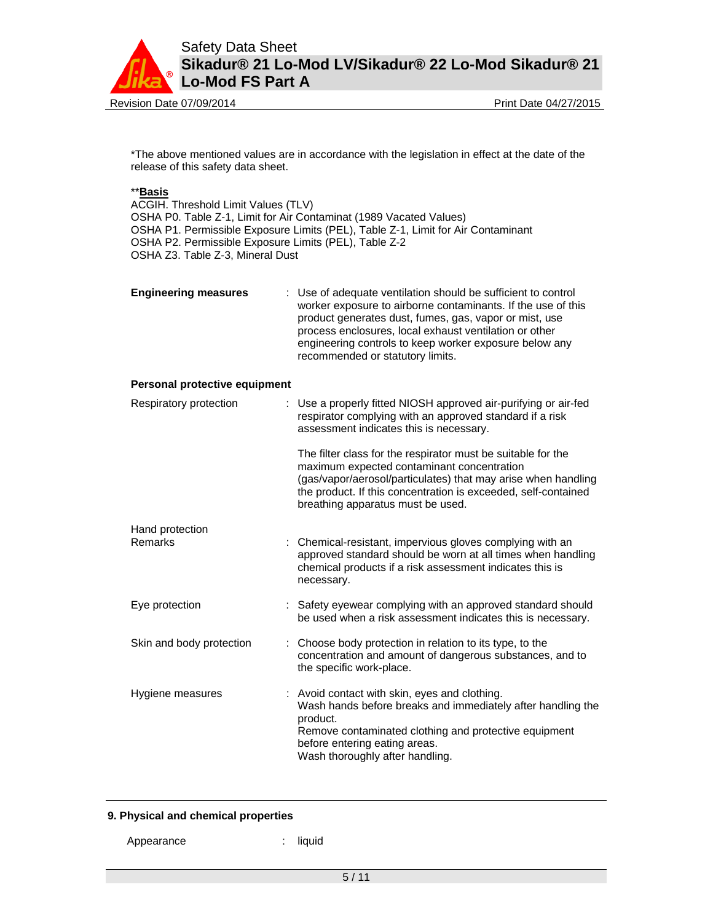*The above mentioned values are in accordance with the legislation in effect at the date of the release of this safety data sheet.

**__Basis__**

ACGIH. Threshold Limit Values (TLV)
OSHA P0. Table Z-1, Limit for Air Contaminat (1989 Vacated Values)
OSHA P1. Permissible Exposure Limits (PEL), Table Z-1, Limit for Air Contaminant
OSHA P2. Permissible Exposure Limits (PEL), Table Z-2
OSHA Z3. Table Z-3, Mineral Dust

**Engineering measures** : Use of adequate ventilation should be sufficient to control worker exposure to airborne contaminants. If the use of this product generates dust, fumes, gas, vapor or mist, use process enclosures, local exhaust ventilation or other engineering controls to keep worker exposure below any recommended or statutory limits.

**Personal protective equipment**

Respiratory protection : Use a properly fitted NIOSH approved air-purifying or air-fed respirator complying with an approved standard if a risk assessment indicates this is necessary.

The filter class for the respirator must be suitable for the maximum expected contaminant concentration (gas/vapor/aerosol/particulates) that may arise when handling the product. If this concentration is exceeded, self-contained breathing apparatus must be used.

Hand protection

Remarks : Chemical-resistant, impervious gloves complying with an approved standard should be worn at all times when handling chemical products if a risk assessment indicates this is necessary.

Eye protection : Safety eyewear complying with an approved standard should be used when a risk assessment indicates this is necessary.

Skin and body protection : Choose body protection in relation to its type, to the concentration and amount of dangerous substances, and to the specific work-place.

Hygiene measures : Avoid contact with skin, eyes and clothing.
Wash hands before breaks and immediately after handling the product.
Remove contaminated clothing and protective equipment before entering eating areas.
Wash thoroughly after handling.

## 9. Physical and chemical properties

Appearance : liquid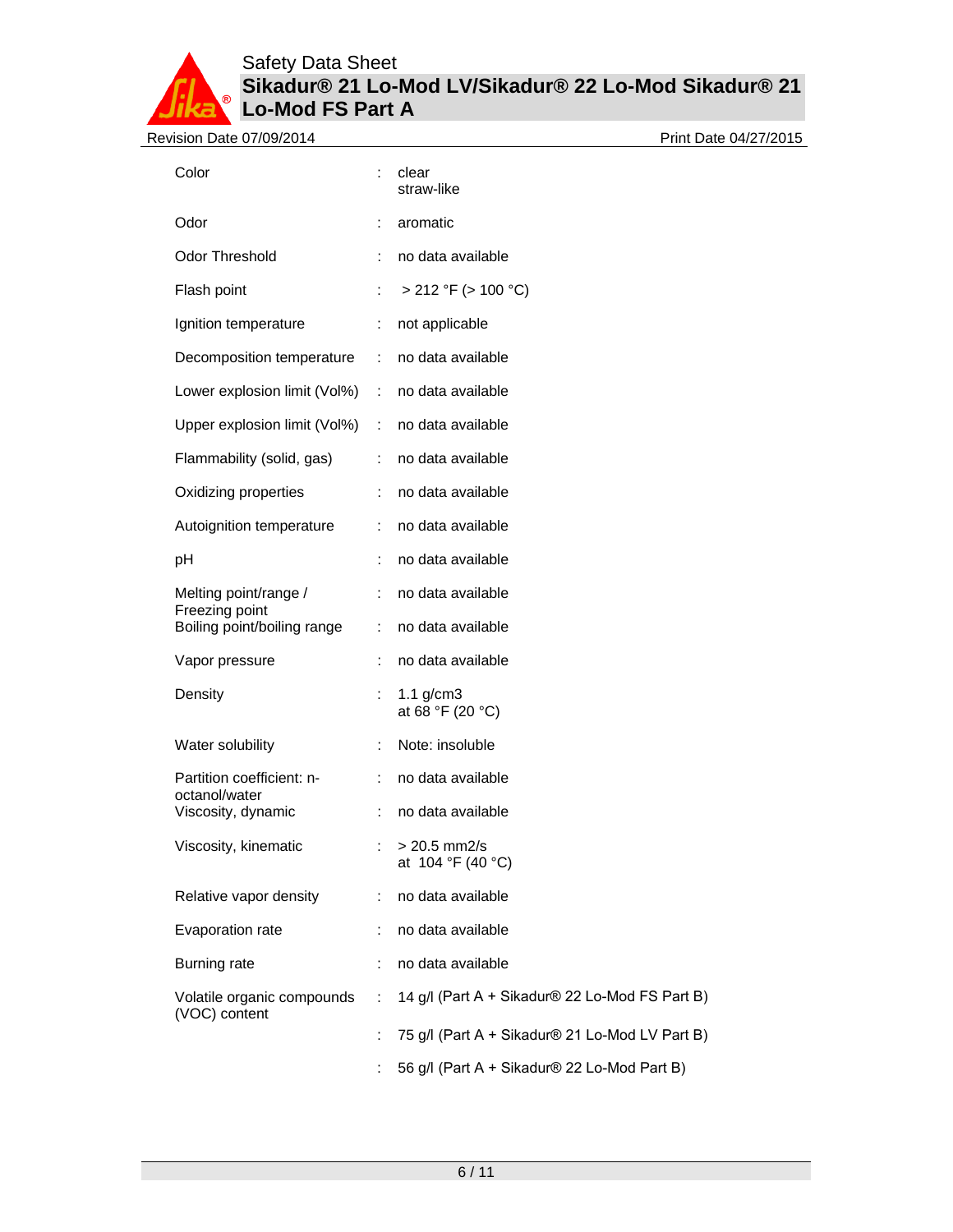| | | |
|---|---|---|
| Color | : | clear<br>straw-like |
| Odor | : | aromatic |
| Odor Threshold | : | no data available |
| Flash point | : | > 212 °F (> 100 °C) |
| Ignition temperature | : | not applicable |
| Decomposition temperature | : | no data available |
| Lower explosion limit (Vol%) | : | no data available |
| Upper explosion limit (Vol%) | : | no data available |
| Flammability (solid, gas) | : | no data available |
| Oxidizing properties | : | no data available |
| Autoignition temperature | : | no data available |
| pH | : | no data available |
| Melting point/range / Freezing point | : | no data available |
| Boiling point/boiling range | : | no data available |
| Vapor pressure | : | no data available |
| Density | : | 1.1 g/cm3<br>at 68 °F (20 °C) |
| Water solubility | : | Note: insoluble |
| Partition coefficient: n-octanol/water | : | no data available |
| Viscosity, dynamic | : | no data available |
| Viscosity, kinematic | : | > 20.5 mm2/s<br>at 104 °F (40 °C) |
| Relative vapor density | : | no data available |
| Evaporation rate | : | no data available |
| Burning rate | : | no data available |
| Volatile organic compounds (VOC) content | : | 14 g/l (Part A + Sikadur® 22 Lo-Mod FS Part B) |
| | : | 75 g/l (Part A + Sikadur® 21 Lo-Mod LV Part B) |
| | : | 56 g/l (Part A + Sikadur® 22 Lo-Mod Part B) |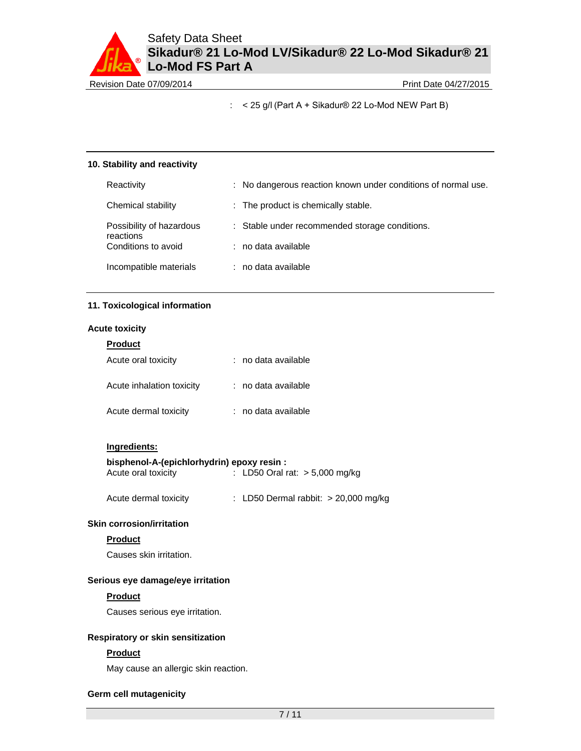: < 25 g/l (Part A + Sikadur® 22 Lo-Mod NEW Part B)

## 10. Stability and reactivity

| | |
|---|---|
| Reactivity | : No dangerous reaction known under conditions of normal use. |
| Chemical stability | : The product is chemically stable. |
| Possibility of hazardous reactions | : Stable under recommended storage conditions. |
| Conditions to avoid | : no data available |
| Incompatible materials | : no data available |

## 11. Toxicological information

### Acute toxicity

**Product**

| | |
|---|---|
| Acute oral toxicity | : no data available |
| Acute inhalation toxicity | : no data available |
| Acute dermal toxicity | : no data available |

**Ingredients:**

**bisphenol-A-(epichlorhydrin) epoxy resin :**

| | |
|---|---|
| Acute oral toxicity | : LD50 Oral rat: > 5,000 mg/kg |
| Acute dermal toxicity | : LD50 Dermal rabbit: > 20,000 mg/kg |

### Skin corrosion/irritation

**Product**

Causes skin irritation.

### Serious eye damage/eye irritation

**Product**

Causes serious eye irritation.

### Respiratory or skin sensitization

**Product**

May cause an allergic skin reaction.

### Germ cell mutagenicity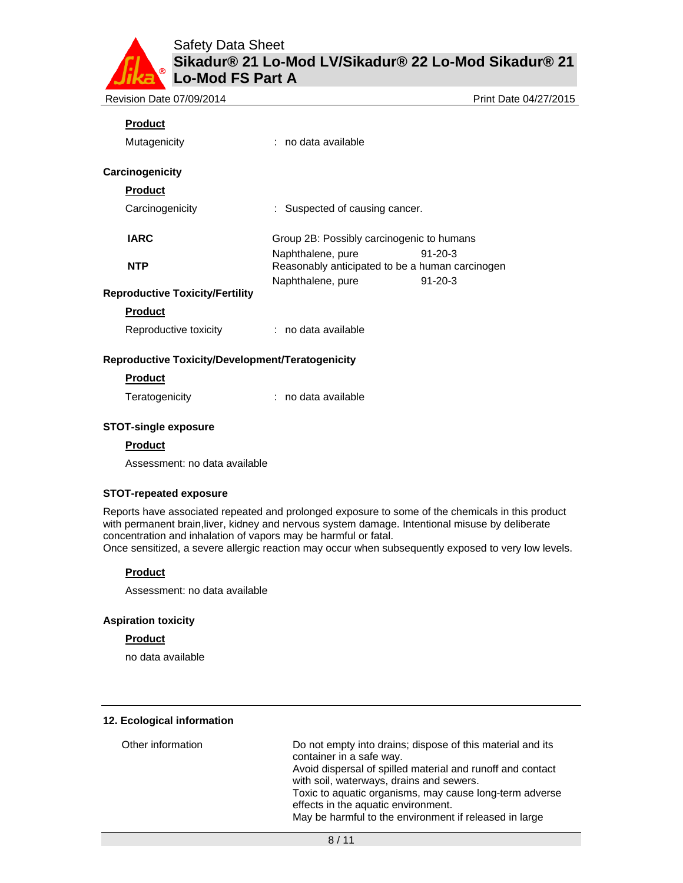**Product**

Mutagenicity : no data available

**Carcinogenicity**

**Product**

Carcinogenicity : Suspected of causing cancer.

| | | |
|---|---|---|
| **IARC** | Group 2B: Possibly carcinogenic to humans | |
| | Naphthalene, pure | 91-20-3 |
| **NTP** | Reasonably anticipated to be a human carcinogen | |
| | Naphthalene, pure | 91-20-3 |

**Reproductive Toxicity/Fertility**

**Product**

Reproductive toxicity : no data available

**Reproductive Toxicity/Development/Teratogenicity**

**Product**

Teratogenicity : no data available

**STOT-single exposure**

**Product**

Assessment: no data available

**STOT-repeated exposure**

Reports have associated repeated and prolonged exposure to some of the chemicals in this product with permanent brain,liver, kidney and nervous system damage. Intentional misuse by deliberate concentration and inhalation of vapors may be harmful or fatal.
Once sensitized, a severe allergic reaction may occur when subsequently exposed to very low levels.

**Product**

Assessment: no data available

**Aspiration toxicity**

**Product**

no data available

## 12. Ecological information

Other information

Do not empty into drains; dispose of this material and its container in a safe way.
Avoid dispersal of spilled material and runoff and contact with soil, waterways, drains and sewers.
Toxic to aquatic organisms, may cause long-term adverse effects in the aquatic environment.
May be harmful to the environment if released in large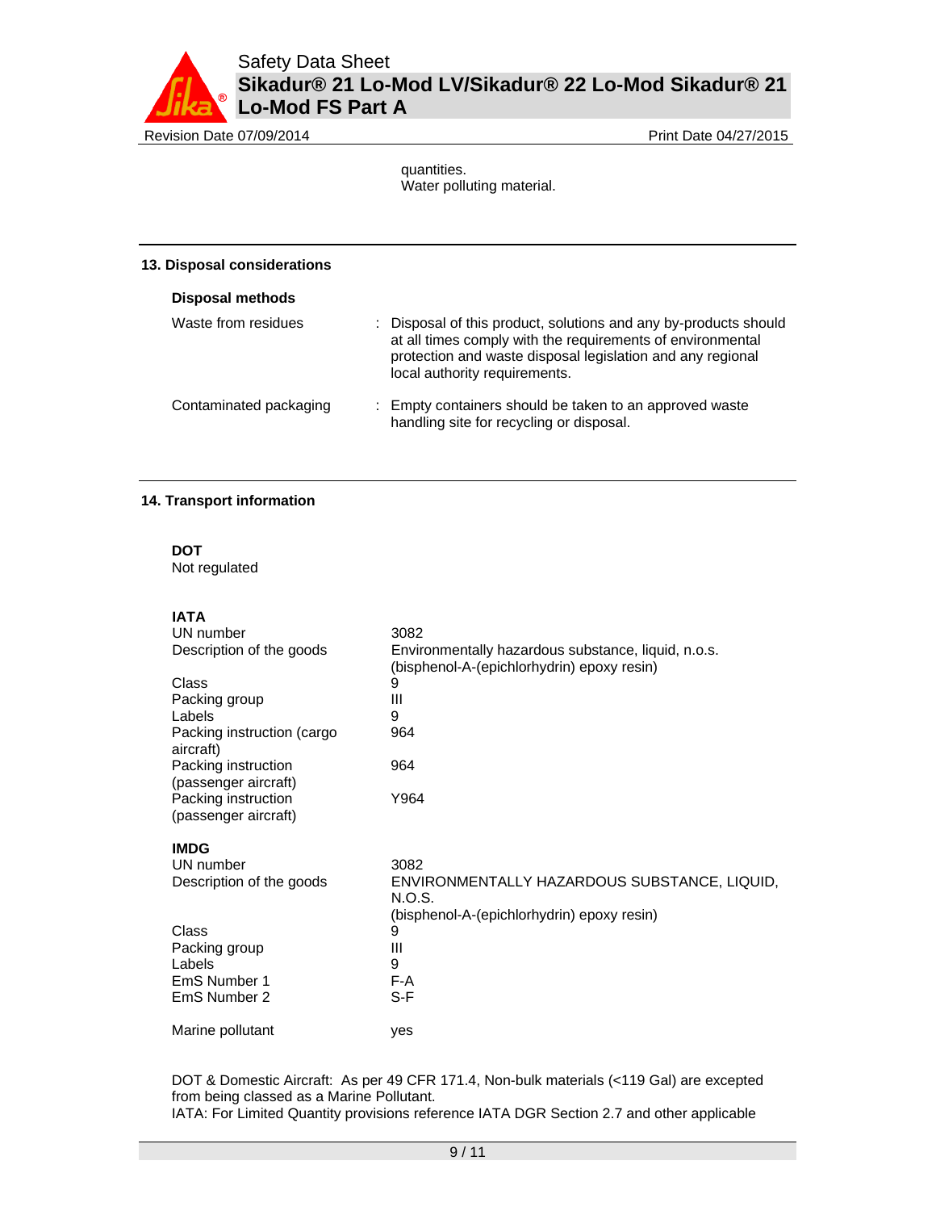quantities.
Water polluting material.

## 13. Disposal considerations

### Disposal methods

| | |
|---|---|
| Waste from residues | : Disposal of this product, solutions and any by-products should at all times comply with the requirements of environmental protection and waste disposal legislation and any regional local authority requirements. |
| Contaminated packaging | : Empty containers should be taken to an approved waste handling site for recycling or disposal. |

## 14. Transport information

**DOT**
Not regulated

**IATA**

| | |
|---|---|
| UN number | 3082 |
| Description of the goods | Environmentally hazardous substance, liquid, n.o.s. (bisphenol-A-(epichlorhydrin) epoxy resin) |
| Class | 9 |
| Packing group | III |
| Labels | 9 |
| Packing instruction (cargo aircraft) | 964 |
| Packing instruction (passenger aircraft) | 964 |
| Packing instruction (passenger aircraft) | Y964 |

**IMDG**

| | |
|---|---|
| UN number | 3082 |
| Description of the goods | ENVIRONMENTALLY HAZARDOUS SUBSTANCE, LIQUID, N.O.S. (bisphenol-A-(epichlorhydrin) epoxy resin) |
| Class | 9 |
| Packing group | III |
| Labels | 9 |
| EmS Number 1 | F-A |
| EmS Number 2 | S-F |
| Marine pollutant | yes |

DOT & Domestic Aircraft: As per 49 CFR 171.4, Non-bulk materials (<119 Gal) are excepted from being classed as a Marine Pollutant.
IATA: For Limited Quantity provisions reference IATA DGR Section 2.7 and other applicable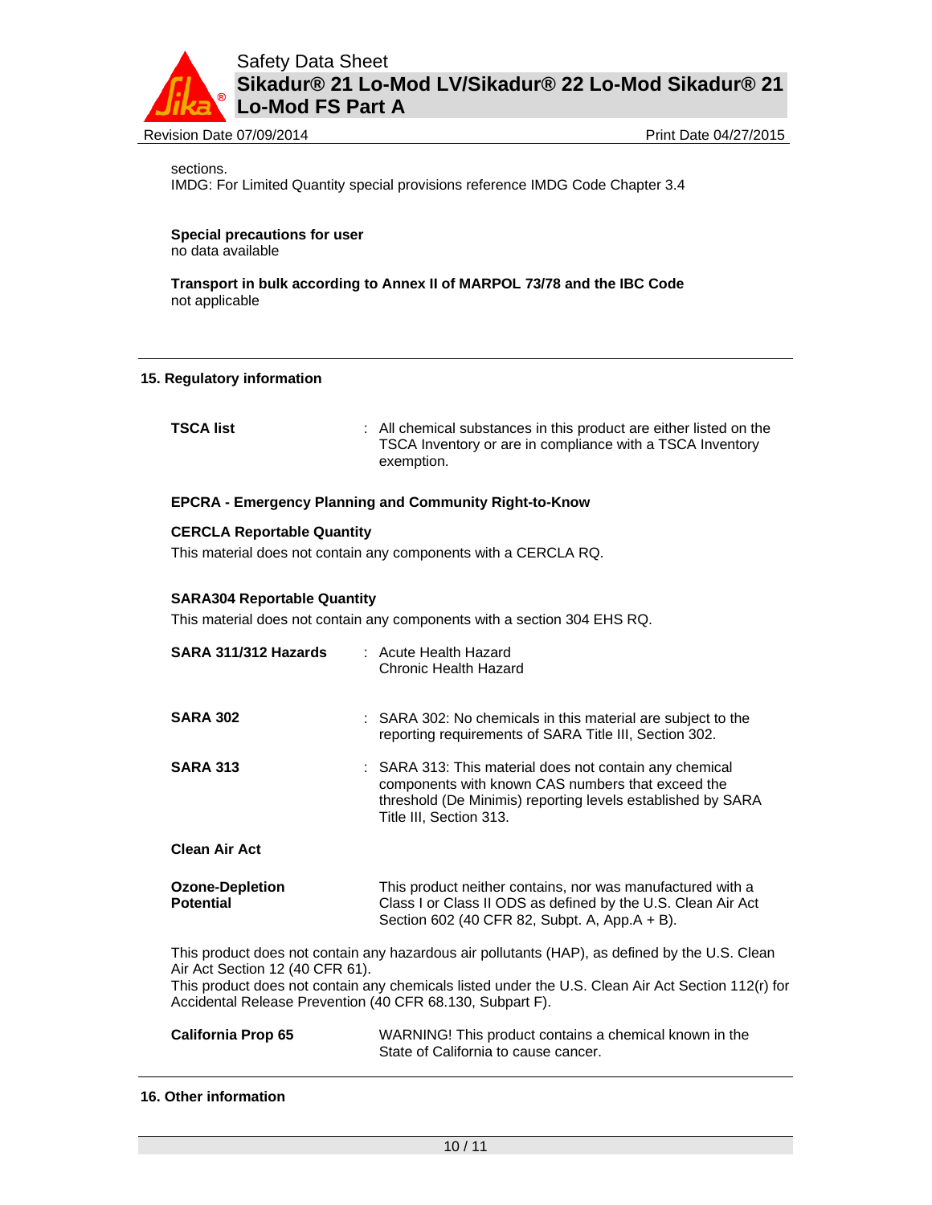sections.
IMDG: For Limited Quantity special provisions reference IMDG Code Chapter 3.4

**Special precautions for user**
no data available

**Transport in bulk according to Annex II of MARPOL 73/78 and the IBC Code**
not applicable

## 15. Regulatory information

**TSCA list** : All chemical substances in this product are either listed on the TSCA Inventory or are in compliance with a TSCA Inventory exemption.

**EPCRA - Emergency Planning and Community Right-to-Know**

**CERCLA Reportable Quantity**
This material does not contain any components with a CERCLA RQ.

**SARA304 Reportable Quantity**
This material does not contain any components with a section 304 EHS RQ.

**SARA 311/312 Hazards** : Acute Health Hazard
Chronic Health Hazard

**SARA 302** : SARA 302: No chemicals in this material are subject to the reporting requirements of SARA Title III, Section 302.

**SARA 313** : SARA 313: This material does not contain any chemical components with known CAS numbers that exceed the threshold (De Minimis) reporting levels established by SARA Title III, Section 313.

**Clean Air Act**

**Ozone-Depletion Potential** This product neither contains, nor was manufactured with a Class I or Class II ODS as defined by the U.S. Clean Air Act Section 602 (40 CFR 82, Subpt. A, App.A + B).

This product does not contain any hazardous air pollutants (HAP), as defined by the U.S. Clean Air Act Section 12 (40 CFR 61).
This product does not contain any chemicals listed under the U.S. Clean Air Act Section 112(r) for Accidental Release Prevention (40 CFR 68.130, Subpart F).

**California Prop 65** WARNING! This product contains a chemical known in the State of California to cause cancer.

## 16. Other information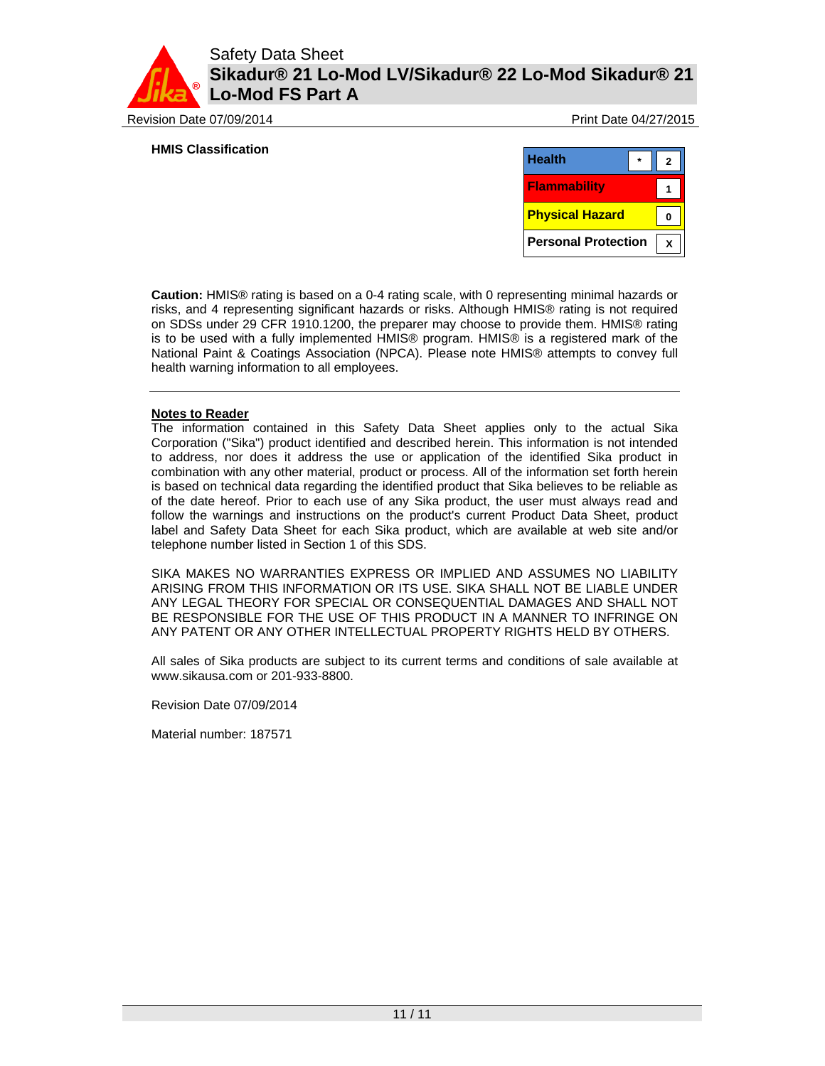**HMIS Classification**

| | | |
|---|---|---|
| Health | * | 2 |
| Flammability | | 1 |
| Physical Hazard | | 0 |
| Personal Protection | | x |

**Caution:** HMIS® rating is based on a 0-4 rating scale, with 0 representing minimal hazards or risks, and 4 representing significant hazards or risks. Although HMIS® rating is not required on SDSs under 29 CFR 1910.1200, the preparer may choose to provide them. HMIS® rating is to be used with a fully implemented HMIS® program. HMIS® is a registered mark of the National Paint & Coatings Association (NPCA). Please note HMIS® attempts to convey full health warning information to all employees.

---

**Notes to Reader**

The information contained in this Safety Data Sheet applies only to the actual Sika Corporation ("Sika") product identified and described herein. This information is not intended to address, nor does it address the use or application of the identified Sika product in combination with any other material, product or process. All of the information set forth herein is based on technical data regarding the identified product that Sika believes to be reliable as of the date hereof. Prior to each use of any Sika product, the user must always read and follow the warnings and instructions on the product's current Product Data Sheet, product label and Safety Data Sheet for each Sika product, which are available at web site and/or telephone number listed in Section 1 of this SDS.

SIKA MAKES NO WARRANTIES EXPRESS OR IMPLIED AND ASSUMES NO LIABILITY ARISING FROM THIS INFORMATION OR ITS USE. SIKA SHALL NOT BE LIABLE UNDER ANY LEGAL THEORY FOR SPECIAL OR CONSEQUENTIAL DAMAGES AND SHALL NOT BE RESPONSIBLE FOR THE USE OF THIS PRODUCT IN A MANNER TO INFRINGE ON ANY PATENT OR ANY OTHER INTELLECTUAL PROPERTY RIGHTS HELD BY OTHERS.

All sales of Sika products are subject to its current terms and conditions of sale available at www.sikausa.com or 201-933-8800.

Revision Date 07/09/2014

Material number: 187571